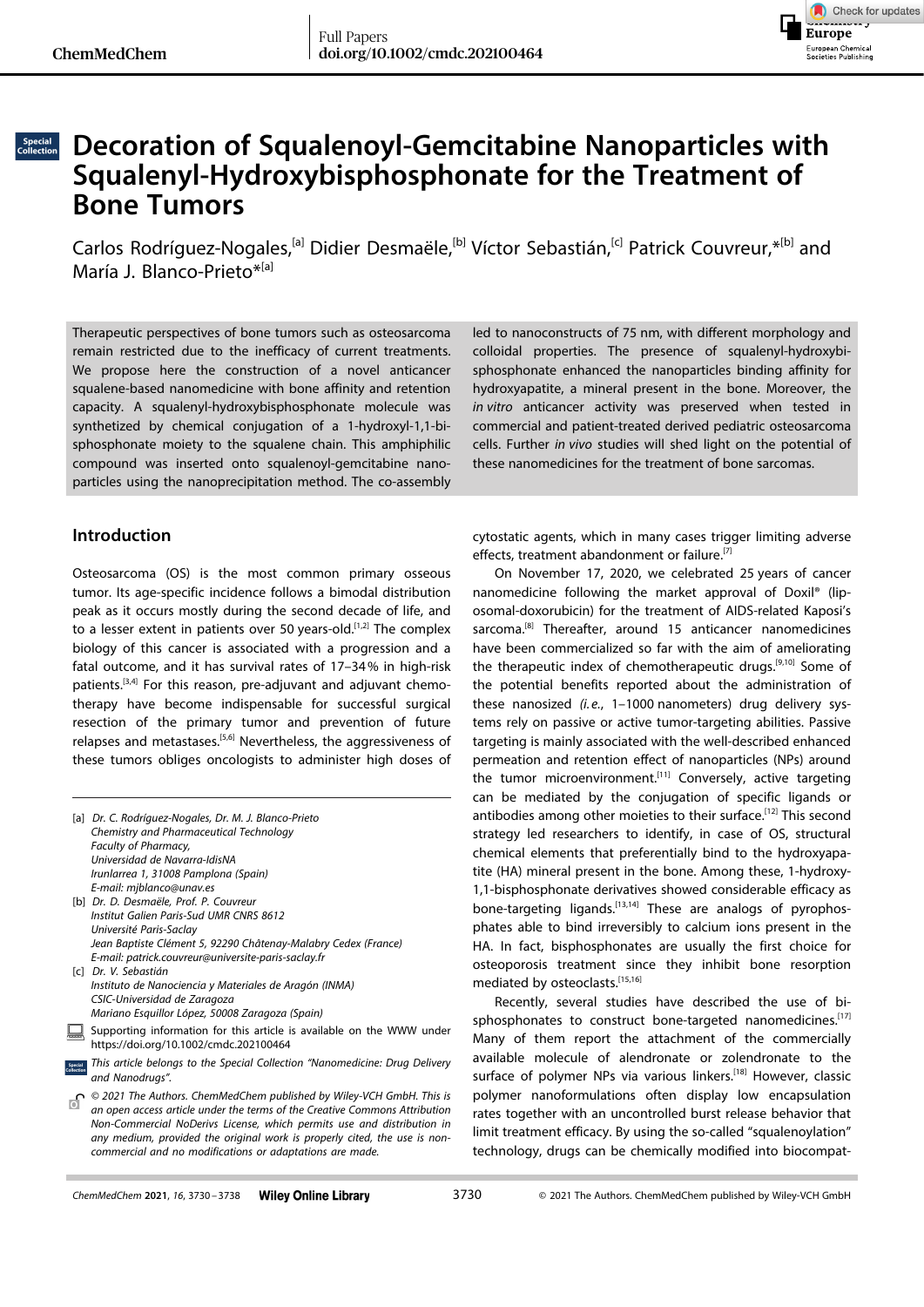# Decoration of Squalenoyl-Gemcitabine Nanoparticles with Squalenyl-Hydroxybisphosphonate for the Treatment of Bone Tumors

Carlos Rodríguez-Nogales,[a] Didier Desmaële,[b] Víctor Sebastián,[c] Patrick Couvreur,*[b] and María J. Blanco-Prieto*[a]

Therapeutic perspectives of bone tumors such as osteosarcoma remain restricted due to the inefficacy of current treatments. We propose here the construction of a novel anticancer squalene-based nanomedicine with bone affinity and retention capacity. A squalenyl-hydroxybisphosphonate molecule was synthetized by chemical conjugation of a 1-hydroxyl-1,1-bisphosphonate moiety to the squalene chain. This amphiphilic compound was inserted onto squalenoyl-gemcitabine nanoparticles using the nanoprecipitation method. The co-assembly led to nanoconstructs of 75 nm, with different morphology and colloidal properties. The presence of squalenyl-hydroxybisphosphonate enhanced the nanoparticles binding affinity for hydroxyapatite, a mineral present in the bone. Moreover, the *in vitro* anticancer activity was preserved when tested in commercial and patient-treated derived pediatric osteosarcoma cells. Further *in vivo* studies will shed light on the potential of these nanomedicines for the treatment of bone sarcomas.

## Introduction

Osteosarcoma (OS) is the most common primary osseous tumor. Its age-specific incidence follows a bimodal distribution peak as it occurs mostly during the second decade of life, and to a lesser extent in patients over 50 years-old.[1,2] The complex biology of this cancer is associated with a progression and a fatal outcome, and it has survival rates of 17–34% in high-risk patients.[3,4] For this reason, pre-adjuvant and adjuvant chemotherapy have become indispensable for successful surgical resection of the primary tumor and prevention of future relapses and metastases.[5,6] Nevertheless, the aggressiveness of these tumors obliges oncologists to administer high doses of cytostatic agents, which in many cases trigger limiting adverse effects, treatment abandonment or failure.[7]

On November 17, 2020, we celebrated 25 years of cancer nanomedicine following the market approval of Doxil® (liposomal-doxorubicin) for the treatment of AIDS-related Kaposi's sarcoma.[8] Thereafter, around 15 anticancer nanomedicines have been commercialized so far with the aim of ameliorating the therapeutic index of chemotherapeutic drugs.[9,10] Some of the potential benefits reported about the administration of these nanosized *(i.e.*, 1–1000 nanometers) drug delivery systems rely on passive or active tumor-targeting abilities. Passive targeting is mainly associated with the well-described enhanced permeation and retention effect of nanoparticles (NPs) around the tumor microenvironment.[11] Conversely, active targeting can be mediated by the conjugation of specific ligands or antibodies among other moieties to their surface.[12] This second strategy led researchers to identify, in case of OS, structural chemical elements that preferentially bind to the hydroxyapatite (HA) mineral present in the bone. Among these, 1-hydroxy-1,1-bisphosphonate derivatives showed considerable efficacy as bone-targeting ligands.[13,14] These are analogs of pyrophosphates able to bind irreversibly to calcium ions present in the HA. In fact, bisphosphonates are usually the first choice for osteoporosis treatment since they inhibit bone resorption mediated by osteoclasts.[15,16]

Recently, several studies have described the use of bisphosphonates to construct bone-targeted nanomedicines.[17] Many of them report the attachment of the commercially available molecule of alendronate or zolendronate to the surface of polymer NPs via various linkers.[18] However, classic polymer nanoformulations often display low encapsulation rates together with an uncontrolled burst release behavior that limit treatment efficacy. By using the so-called "squalenoylation" technology, drugs can be chemically modified into biocompat-

[a] Dr. C. Rodríguez-Nogales, Dr. M. J. Blanco-Prieto
Chemistry and Pharmaceutical Technology
Faculty of Pharmacy,
Universidad de Navarra-IdisNA
Irunlarrea 1, 31008 Pamplona (Spain)
E-mail: mjblanco@unav.es

[b] Dr. D. Desmaële, Prof. P. Couvreur
Institut Galien Paris-Sud UMR CNRS 8612
Université Paris-Saclay
Jean Baptiste Clément 5, 92290 Châtenay-Malabry Cedex (France)
E-mail: patrick.couvreur@universite-paris-saclay.fr

[c] Dr. V. Sebastián
Instituto de Nanociencia y Materiales de Aragón (INMA)
CSIC-Universidad de Zaragoza
Mariano Esquillor López, 50008 Zaragoza (Spain)

Supporting information for this article is available on the WWW under https://doi.org/10.1002/cmdc.202100464

This article belongs to the Special Collection "Nanomedicine: Drug Delivery and Nanodrugs".

© 2021 The Authors. ChemMedChem published by Wiley-VCH GmbH. This is an open access article under the terms of the Creative Commons Attribution Non-Commercial NoDerivs License, which permits use and distribution in any medium, provided the original work is properly cited, the use is non-commercial and no modifications or adaptations are made.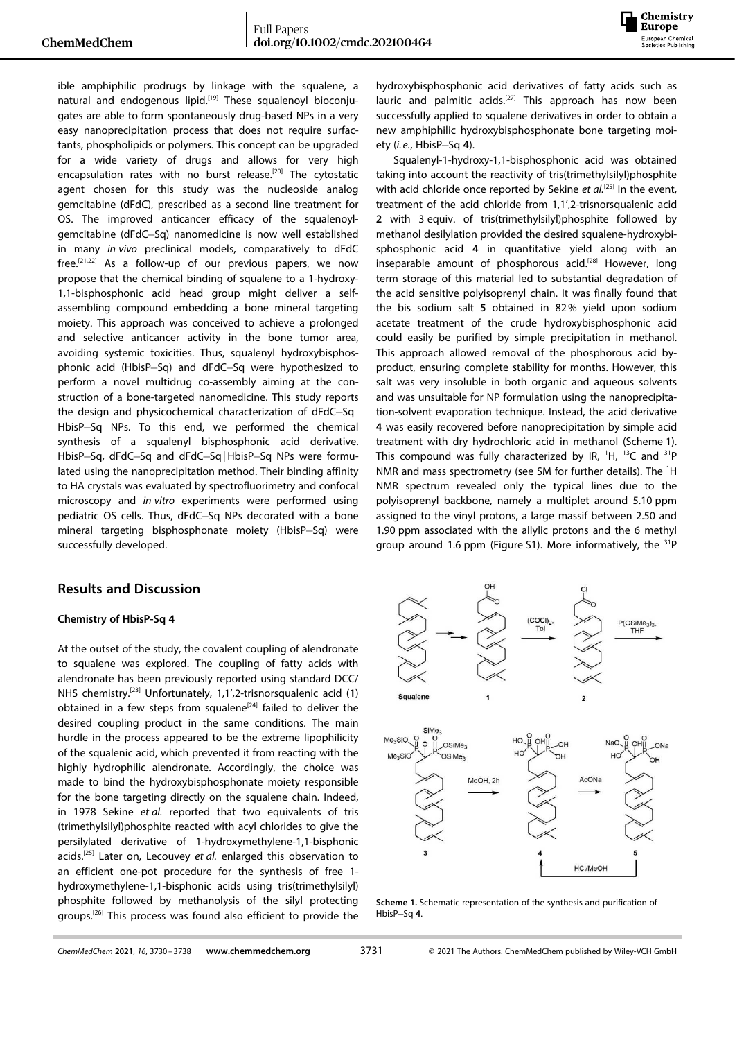ible amphiphilic prodrugs by linkage with the squalene, a natural and endogenous lipid.[19] These squalenoyl bioconjugates are able to form spontaneously drug-based NPs in a very easy nanoprecipitation process that does not require surfactants, phospholipids or polymers. This concept can be upgraded for a wide variety of drugs and allows for very high encapsulation rates with no burst release.[20] The cytostatic agent chosen for this study was the nucleoside analog gemcitabine (dFdC), prescribed as a second line treatment for OS. The improved anticancer efficacy of the squalenoyl-gemcitabine (dFdC–Sq) nanomedicine is now well established in many *in vivo* preclinical models, comparatively to dFdC free.[21,22] As a follow-up of our previous papers, we now propose that the chemical binding of squalene to a 1-hydroxy-1,1-bisphosphonic acid head group might deliver a self-assembling compound embedding a bone mineral targeting moiety. This approach was conceived to achieve a prolonged and selective anticancer activity in the bone tumor area, avoiding systemic toxicities. Thus, squalenyl hydroxybisphosphonic acid (HbisP–Sq) and dFdC–Sq were hypothesized to perform a novel multidrug co-assembly aiming at the construction of a bone-targeted nanomedicine. This study reports the design and physicochemical characterization of dFdC–Sq|HbisP–Sq NPs. To this end, we performed the chemical synthesis of a squalenyl bisphosphonic acid derivative. HbisP–Sq, dFdC–Sq and dFdC–Sq|HbisP–Sq NPs were formulated using the nanoprecipitation method. Their binding affinity to HA crystals was evaluated by spectrofluorimetry and confocal microscopy and *in vitro* experiments were performed using pediatric OS cells. Thus, dFdC–Sq NPs decorated with a bone mineral targeting bisphosphonate moiety (HbisP–Sq) were successfully developed.

## Results and Discussion

### Chemistry of HbisP-Sq 4

At the outset of the study, the covalent coupling of alendronate to squalene was explored. The coupling of fatty acids with alendronate has been previously reported using standard DCC/NHS chemistry.[23] Unfortunately, 1,1',2-trisnorsqualenic acid (**1**) obtained in a few steps from squalene[24] failed to deliver the desired coupling product in the same conditions. The main hurdle in the process appeared to be the extreme lipophilicity of the squalenic acid, which prevented it from reacting with the highly hydrophilic alendronate. Accordingly, the choice was made to bind the hydroxybisphosphonate moiety responsible for the bone targeting directly on the squalene chain. Indeed, in 1978 Sekine *et al.* reported that two equivalents of tris(trimethylsilyl)phosphite reacted with acyl chlorides to give the persilylated derivative of 1-hydroxymethylene-1,1-bisphonic acids.[25] Later on, Lecouvey *et al.* enlarged this observation to an efficient one-pot procedure for the synthesis of free 1-hydroxymethylene-1,1-bisphonic acids using tris(trimethylsilyl) phosphite followed by methanolysis of the silyl protecting groups.[26] This process was found also efficient to provide the hydroxybisphosphonic acid derivatives of fatty acids such as lauric and palmitic acids.[27] This approach has now been successfully applied to squalene derivatives in order to obtain a new amphiphilic hydroxybisphosphonate bone targeting moiety (*i.e.*, HbisP–Sq **4**).

Squalenyl-1-hydroxy-1,1-bisphosphonic acid was obtained taking into account the reactivity of tris(trimethylsilyl)phosphite with acid chloride once reported by Sekine *et al.*[25] In the event, treatment of the acid chloride from 1,1',2-trisnorsqualenic acid **2** with 3 equiv. of tris(trimethylsilyl)phosphite followed by methanol desilylation provided the desired squalene-hydroxybisphosphonic acid **4** in quantitative yield along with an inseparable amount of phosphorous acid.[28] However, long term storage of this material led to substantial degradation of the acid sensitive polyisoprenyl chain. It was finally found that the bis sodium salt **5** obtained in 82% yield upon sodium acetate treatment of the crude hydroxybisphosphonic acid could easily be purified by simple precipitation in methanol. This approach allowed removal of the phosphorous acid byproduct, ensuring complete stability for months. However, this salt was very insoluble in both organic and aqueous solvents and was unsuitable for NP formulation using the nanoprecipitation-solvent evaporation technique. Instead, the acid derivative **4** was easily recovered before nanoprecipitation by simple acid treatment with dry hydrochloric acid in methanol (Scheme 1). This compound was fully characterized by IR, $^{1}H$, $^{13}C$ and $^{31}P$ NMR and mass spectrometry (see SM for further details). The $^{1}H$ NMR spectrum revealed only the typical lines due to the polyisoprenyl backbone, namely a multiplet around 5.10 ppm assigned to the vinyl protons, a large massif between 2.50 and 1.90 ppm associated with the allylic protons and the 6 methyl group around 1.6 ppm (Figure S1). More informatively, the $^{31}P$

**Scheme 1.** Schematic representation of the synthesis and purification of HbisP–Sq **4**.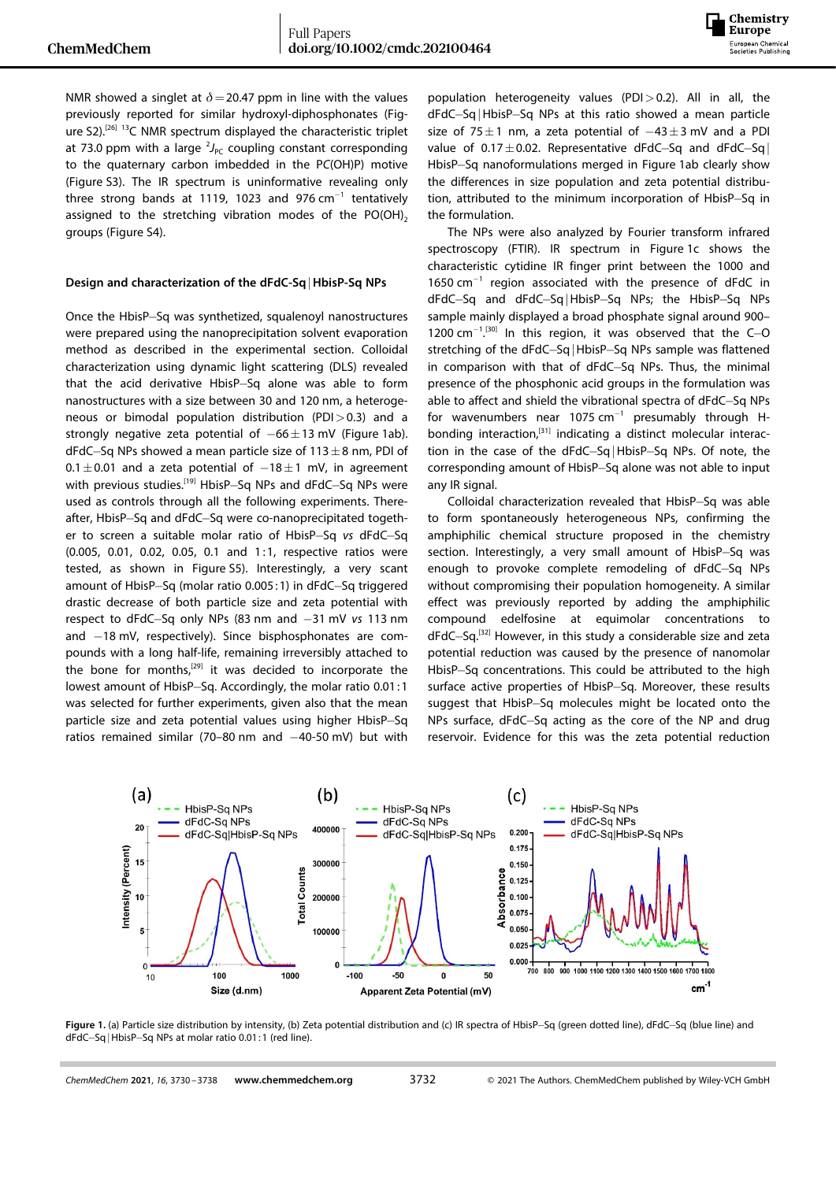NMR showed a singlet at $\delta = 20.47$ ppm in line with the values previously reported for similar hydroxyl-diphosphonates (Figure S2).[26] $^{13}C$ NMR spectrum displayed the characteristic triplet at 73.0 ppm with a large $^{2}J_{PC}$ coupling constant corresponding to the quaternary carbon imbedded in the P*C*(OH)P) motive (Figure S3). The IR spectrum is uninformative revealing only three strong bands at 1119, 1023 and 976 $cm^{-1}$ tentatively assigned to the stretching vibration modes of the $PO(OH)_2$ groups (Figure S4).

### Design and characterization of the dFdC–Sq|HbisP-Sq NPs

Once the HbisP–Sq was synthetized, squalenoyl nanostructures were prepared using the nanoprecipitation solvent evaporation method as described in the experimental section. Colloidal characterization using dynamic light scattering (DLS) revealed that the acid derivative HbisP–Sq alone was able to form nanostructures with a size between 30 and 120 nm, a heterogeneous or bimodal population distribution (PDI > 0.3) and a strongly negative zeta potential of $-66 \pm 13$ mV (Figure 1ab). dFdC–Sq NPs showed a mean particle size of $113 \pm 8$ nm, PDI of $0.1 \pm 0.01$ and a zeta potential of $-18 \pm 1$ mV, in agreement with previous studies.[19] HbisP–Sq NPs and dFdC–Sq NPs were used as controls through all the following experiments. Thereafter, HbisP–Sq and dFdC–Sq were co-nanoprecipitated together to screen a suitable molar ratio of HbisP–Sq *vs* dFdC–Sq (0.005, 0.01, 0.02, 0.05, 0.1 and 1:1, respective ratios were tested, as shown in Figure S5). Interestingly, a very scant amount of HbisP–Sq (molar ratio 0.005:1) in dFdC–Sq triggered drastic decrease of both particle size and zeta potential with respect to dFdC–Sq only NPs (83 nm and −31 mV *vs* 113 nm and −18 mV, respectively). Since bisphosphonates are compounds with a long half-life, remaining irreversibly attached to the bone for months,[29] it was decided to incorporate the lowest amount of HbisP–Sq. Accordingly, the molar ratio 0.01:1 was selected for further experiments, given also that the mean particle size and zeta potential values using higher HbisP–Sq ratios remained similar (70–80 nm and −40-50 mV) but with population heterogeneity values (PDI > 0.2). All in all, the dFdC–Sq|HbisP–Sq NPs at this ratio showed a mean particle size of $75 \pm 1$ nm, a zeta potential of $-43 \pm 3$ mV and a PDI value of $0.17 \pm 0.02$. Representative dFdC–Sq and dFdC–Sq|HbisP–Sq nanoformulations merged in Figure 1ab clearly show the differences in size population and zeta potential distribution, attributed to the minimum incorporation of HbisP–Sq in the formulation.

The NPs were also analyzed by Fourier transform infrared spectroscopy (FTIR). IR spectrum in Figure 1c shows the characteristic cytidine IR finger print between the 1000 and 1650 $cm^{-1}$ region associated with the presence of dFdC in dFdC–Sq and dFdC–Sq|HbisP–Sq NPs; the HbisP–Sq NPs sample mainly displayed a broad phosphate signal around 900–1200 $cm^{-1}$.[30] In this region, it was observed that the C–O stretching of the dFdC–Sq|HbisP–Sq NPs sample was flattened in comparison with that of dFdC–Sq NPs. Thus, the minimal presence of the phosphonic acid groups in the formulation was able to affect and shield the vibrational spectra of dFdC–Sq NPs for wavenumbers near 1075 $cm^{-1}$ presumably through H-bonding interaction,[31] indicating a distinct molecular interaction in the case of the dFdC–Sq|HbisP–Sq NPs. Of note, the corresponding amount of HbisP–Sq alone was not able to input any IR signal.

Colloidal characterization revealed that HbisP–Sq was able to form spontaneously heterogeneous NPs, confirming the amphiphilic chemical structure proposed in the chemistry section. Interestingly, a very small amount of HbisP–Sq was enough to provoke complete remodeling of dFdC–Sq NPs without compromising their population homogeneity. A similar effect was previously reported by adding the amphiphilic compound edelfosine at equimolar concentrations to dFdC–Sq.[32] However, in this study a considerable size and zeta potential reduction was caused by the presence of nanomolar HbisP–Sq concentrations. This could be attributed to the high surface active properties of HbisP–Sq. Moreover, these results suggest that HbisP–Sq molecules might be located onto the NPs surface, dFdC–Sq acting as the core of the NP and drug reservoir. Evidence for this was the zeta potential reduction

**Figure 1.** (a) Particle size distribution by intensity, (b) Zeta potential distribution and (c) IR spectra of HbisP–Sq (green dotted line), dFdC–Sq (blue line) and dFdC–Sq|HbisP–Sq NPs at molar ratio 0.01:1 (red line).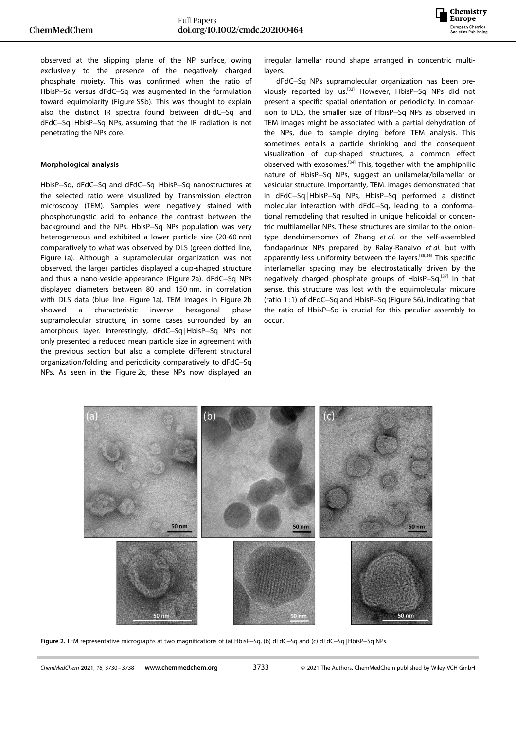observed at the slipping plane of the NP surface, owing exclusively to the presence of the negatively charged phosphate moiety. This was confirmed when the ratio of HbisP–Sq versus dFdC–Sq was augmented in the formulation toward equimolarity (Figure S5b). This was thought to explain also the distinct IR spectra found between dFdC–Sq and dFdC–Sq|HbisP–Sq NPs, assuming that the IR radiation is not penetrating the NPs core.

#### Morphological analysis

HbisP–Sq, dFdC–Sq and dFdC–Sq|HbisP–Sq nanostructures at the selected ratio were visualized by Transmission electron microscopy (TEM). Samples were negatively stained with phosphotungstic acid to enhance the contrast between the background and the NPs. HbisP–Sq NPs population was very heterogeneous and exhibited a lower particle size (20-60 nm) comparatively to what was observed by DLS (green dotted line, Figure 1a). Although a supramolecular organization was not observed, the larger particles displayed a cup-shaped structure and thus a nano-vesicle appearance (Figure 2a). dFdC–Sq NPs displayed diameters between 80 and 150 nm, in correlation with DLS data (blue line, Figure 1a). TEM images in Figure 2b showed a characteristic inverse hexagonal phase supramolecular structure, in some cases surrounded by an amorphous layer. Interestingly, dFdC–Sq|HbisP–Sq NPs not only presented a reduced mean particle size in agreement with the previous section but also a complete different structural organization/folding and periodicity comparatively to dFdC–Sq NPs. As seen in the Figure 2c, these NPs now displayed an irregular lamellar round shape arranged in concentric multilayers.

dFdC–Sq NPs supramolecular organization has been previously reported by us.[33] However, HbisP–Sq NPs did not present a specific spatial orientation or periodicity. In comparison to DLS, the smaller size of HbisP–Sq NPs as observed in TEM images might be associated with a partial dehydration of the NPs, due to sample drying before TEM analysis. This sometimes entails a particle shrinking and the consequent visualization of cup-shaped structures, a common effect observed with exosomes.[34] This, together with the amphiphilic nature of HbisP–Sq NPs, suggest an unilamelar/bilamellar or vesicular structure. Importantly, TEM. images demonstrated that in dFdC–Sq|HbisP–Sq NPs, HbisP–Sq performed a distinct molecular interaction with dFdC–Sq, leading to a conformational remodeling that resulted in unique helicoidal or concentric multilamellar NPs. These structures are similar to the onion-type dendrimersomes of Zhang *et al.* or the self-assembled fondaparinux NPs prepared by Ralay-Ranaivo *et al.* but with apparently less uniformity between the layers.[35,36] This specific interlamellar spacing may be electrostatically driven by the negatively charged phosphate groups of HbisP–Sq.[37] In that sense, this structure was lost with the equimolecular mixture (ratio 1:1) of dFdC–Sq and HbisP–Sq (Figure S6), indicating that the ratio of HbisP–Sq is crucial for this peculiar assembly to occur.

**Figure 2.** TEM representative micrographs at two magnifications of (a) HbisP–Sq, (b) dFdC–Sq and (c) dFdC–Sq|HbisP–Sq NPs.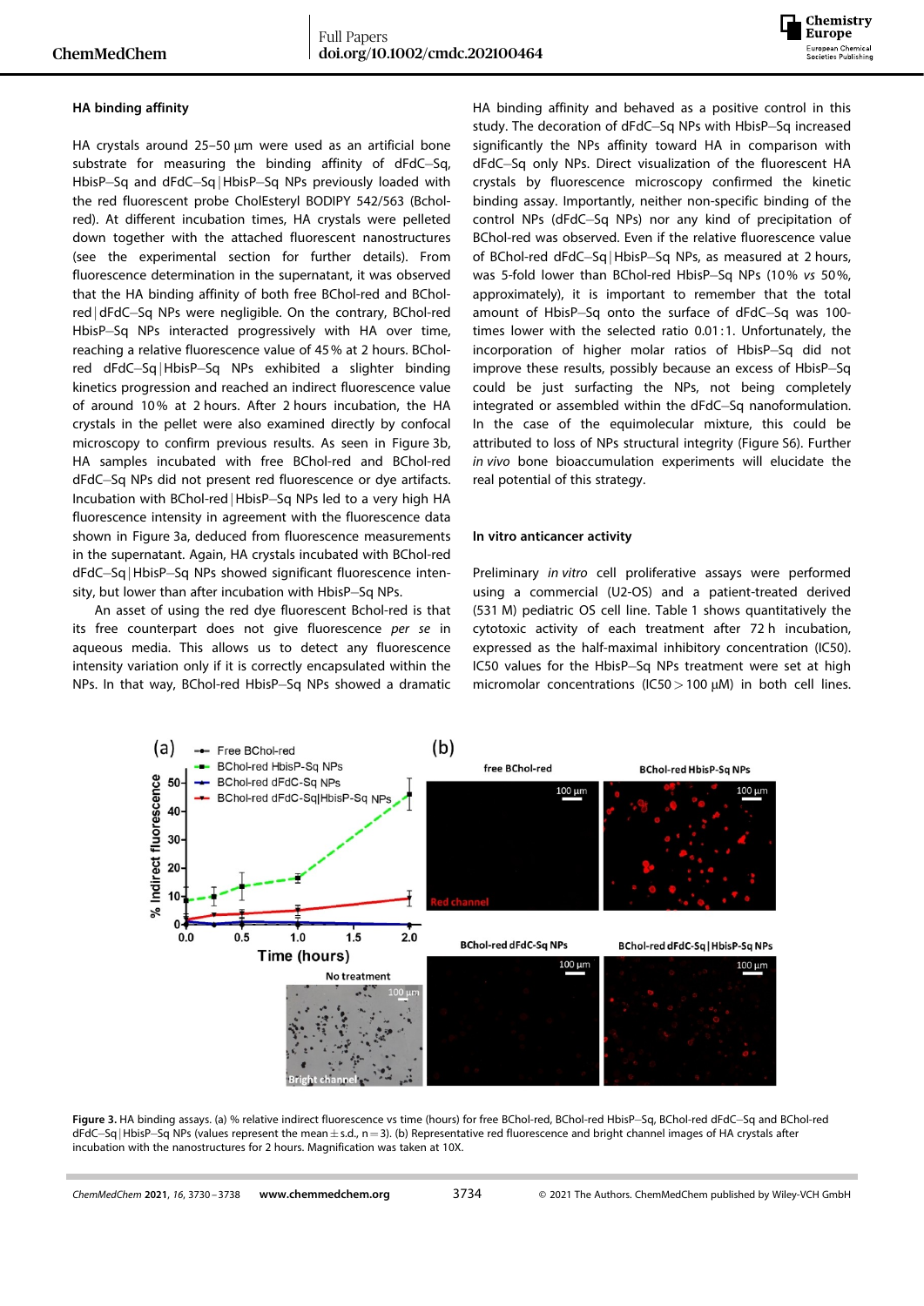### HA binding affinity

HA crystals around 25–50 μm were used as an artificial bone substrate for measuring the binding affinity of dFdC–Sq, HbisP–Sq and dFdC–Sq|HbisP–Sq NPs previously loaded with the red fluorescent probe CholEsteryl BODIPY 542/563 (Bchol-red). At different incubation times, HA crystals were pelleted down together with the attached fluorescent nanostructures (see the experimental section for further details). From fluorescence determination in the supernatant, it was observed that the HA binding affinity of both free BChol-red and BChol-red|dFdC–Sq NPs were negligible. On the contrary, BChol-red HbisP–Sq NPs interacted progressively with HA over time, reaching a relative fluorescence value of 45% at 2 hours. BChol-red dFdC–Sq|HbisP–Sq NPs exhibited a slighter binding kinetics progression and reached an indirect fluorescence value of around 10% at 2 hours. After 2 hours incubation, the HA crystals in the pellet were also examined directly by confocal microscopy to confirm previous results. As seen in Figure 3b, HA samples incubated with free BChol-red and BChol-red dFdC–Sq NPs did not present red fluorescence or dye artifacts. Incubation with BChol-red|HbisP–Sq NPs led to a very high HA fluorescence intensity in agreement with the fluorescence data shown in Figure 3a, deduced from fluorescence measurements in the supernatant. Again, HA crystals incubated with BChol-red dFdC–Sq|HbisP–Sq NPs showed significant fluorescence intensity, but lower than after incubation with HbisP–Sq NPs.

An asset of using the red dye fluorescent Bchol-red is that its free counterpart does not give fluorescence *per se* in aqueous media. This allows us to detect any fluorescence intensity variation only if it is correctly encapsulated within the NPs. In that way, BChol-red HbisP–Sq NPs showed a dramatic HA binding affinity and behaved as a positive control in this study. The decoration of dFdC–Sq NPs with HbisP–Sq increased significantly the NPs affinity toward HA in comparison with dFdC–Sq only NPs. Direct visualization of the fluorescent HA crystals by fluorescence microscopy confirmed the kinetic binding assay. Importantly, neither non-specific binding of the control NPs (dFdC–Sq NPs) nor any kind of precipitation of BChol-red was observed. Even if the relative fluorescence value of BChol-red dFdC–Sq|HbisP–Sq NPs, as measured at 2 hours, was 5-fold lower than BChol-red HbisP–Sq NPs (10% *vs* 50%, approximately), it is important to remember that the total amount of HbisP–Sq onto the surface of dFdC–Sq was 100-times lower with the selected ratio 0.01:1. Unfortunately, the incorporation of higher molar ratios of HbisP–Sq did not improve these results, possibly because an excess of HbisP–Sq could be just surfacting the NPs, not being completely integrated or assembled within the dFdC–Sq nanoformulation. In the case of the equimolecular mixture, this could be attributed to loss of NPs structural integrity (Figure S6). Further *in vivo* bone bioaccumulation experiments will elucidate the real potential of this strategy.

### In vitro anticancer activity

Preliminary *in vitro* cell proliferative assays were performed using a commercial (U2-OS) and a patient-treated derived (531 M) pediatric OS cell line. Table 1 shows quantitatively the cytotoxic activity of each treatment after 72 h incubation, expressed as the half-maximal inhibitory concentration (IC50). IC50 values for the HbisP–Sq NPs treatment were set at high micromolar concentrations (IC50 > 100 μM) in both cell lines.

**Figure 3.** HA binding assays. (a) % relative indirect fluorescence vs time (hours) for free BChol-red, BChol-red HbisP–Sq, BChol-red dFdC–Sq and BChol-red dFdC–Sq|HbisP–Sq NPs (values represent the mean ± s.d., n = 3). (b) Representative red fluorescence and bright channel images of HA crystals after incubation with the nanostructures for 2 hours. Magnification was taken at 10X.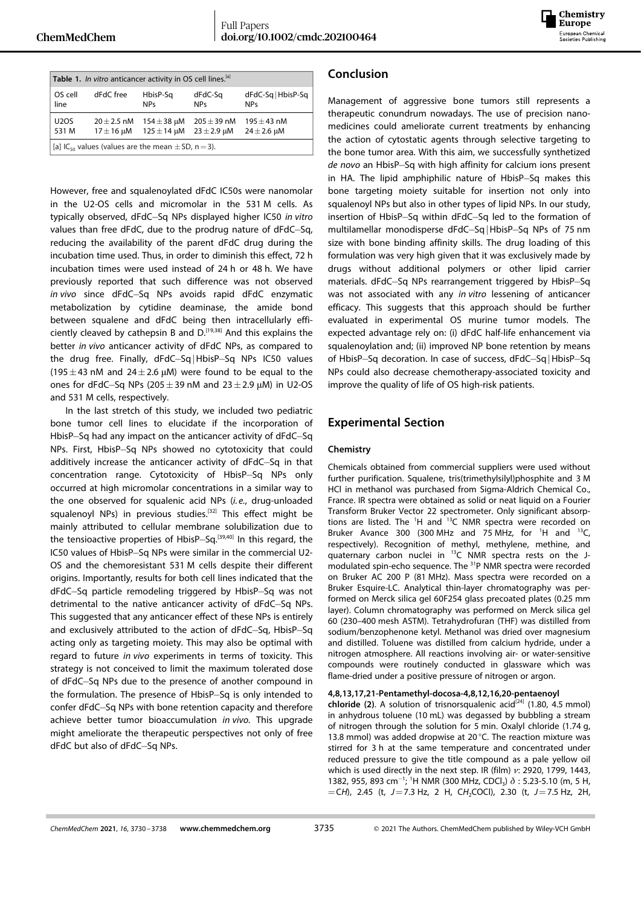**Table 1.** *In vitro* anticancer activity in OS cell lines.[a]

| OS cell line | dFdC free | HbisP-Sq NPs | dFdC-Sq NPs | dFdC-Sq\|HbisP-Sq NPs |
|---|---|---|---|---|
| U2OS | 20 ± 2.5 nM | 154 ± 38 μM | 205 ± 39 nM | 195 ± 43 nM |
| 531 M | 17 ± 16 μM | 125 ± 14 μM | 23 ± 2.9 μM | 24 ± 2.6 μM |

[a] $IC_{50}$ values (values are the mean ± SD, n = 3).

However, free and squalenoylated dFdC IC50s were nanomolar in the U2-OS cells and micromolar in the 531 M cells. As typically observed, dFdC–Sq NPs displayed higher IC50 *in vitro* values than free dFdC, due to the prodrug nature of dFdC–Sq, reducing the availability of the parent dFdC drug during the incubation time used. Thus, in order to diminish this effect, 72 h incubation times were used instead of 24 h or 48 h. We have previously reported that such difference was not observed *in vivo* since dFdC–Sq NPs avoids rapid dFdC enzymatic metabolization by cytidine deaminase, the amide bond between squalene and dFdC being then intracellularly efficiently cleaved by cathepsin B and D.[19,38] And this explains the better *in vivo* anticancer activity of dFdC NPs, as compared to the drug free. Finally, dFdC–Sq|HbisP–Sq NPs IC50 values (195 ± 43 nM and 24 ± 2.6 μM) were found to be equal to the ones for dFdC–Sq NPs (205 ± 39 nM and 23 ± 2.9 μM) in U2-OS and 531 M cells, respectively.

In the last stretch of this study, we included two pediatric bone tumor cell lines to elucidate if the incorporation of HbisP–Sq had any impact on the anticancer activity of dFdC–Sq NPs. First, HbisP–Sq NPs showed no cytotoxicity that could additively increase the anticancer activity of dFdC–Sq in that concentration range. Cytotoxicity of HbisP–Sq NPs only occurred at high micromolar concentrations in a similar way to the one observed for squalenic acid NPs (*i.e.*, drug-unloaded squalenoyl NPs) in previous studies.[32] This effect might be mainly attributed to cellular membrane solubilization due to the tensioactive properties of HbisP–Sq.[39,40] In this regard, the IC50 values of HbisP–Sq NPs were similar in the commercial U2-OS and the chemoresistant 531 M cells despite their different origins. Importantly, results for both cell lines indicated that the dFdC–Sq particle remodeling triggered by HbisP–Sq was not detrimental to the native anticancer activity of dFdC–Sq NPs. This suggested that any anticancer effect of these NPs is entirely and exclusively attributed to the action of dFdC–Sq, HbisP–Sq acting only as targeting moiety. This may also be optimal with regard to future *in vivo* experiments in terms of toxicity. This strategy is not conceived to limit the maximum tolerated dose of dFdC–Sq NPs due to the presence of another compound in the formulation. The presence of HbisP–Sq is only intended to confer dFdC–Sq NPs with bone retention capacity and therefore achieve better tumor bioaccumulation *in vivo*. This upgrade might ameliorate the therapeutic perspectives not only of free dFdC but also of dFdC–Sq NPs.

## Conclusion

Management of aggressive bone tumors still represents a therapeutic conundrum nowadays. The use of precision nanomedicines could ameliorate current treatments by enhancing the action of cytostatic agents through selective targeting to the bone tumor area. With this aim, we successfully synthetized *de novo* an HbisP–Sq with high affinity for calcium ions present in HA. The lipid amphiphilic nature of HbisP–Sq makes this bone targeting moiety suitable for insertion not only into squalenoyl NPs but also in other types of lipid NPs. In our study, insertion of HbisP–Sq within dFdC–Sq led to the formation of multilamellar monodisperse dFdC–Sq|HbisP–Sq NPs of 75 nm size with bone binding affinity skills. The drug loading of this formulation was very high given that it was exclusively made by drugs without additional polymers or other lipid carrier materials. dFdC–Sq NPs rearrangement triggered by HbisP–Sq was not associated with any *in vitro* lessening of anticancer efficacy. This suggests that this approach should be further evaluated in experimental OS murine tumor models. The expected advantage rely on: (i) dFdC half-life enhancement via squalenoylation and; (ii) improved NP bone retention by means of HbisP–Sq decoration. In case of success, dFdC–Sq|HbisP–Sq NPs could also decrease chemotherapy-associated toxicity and improve the quality of life of OS high-risk patients.

## Experimental Section

### Chemistry

Chemicals obtained from commercial suppliers were used without further purification. Squalene, tris(trimethylsilyl)phosphite and 3 M HCl in methanol was purchased from Sigma-Aldrich Chemical Co., France. IR spectra were obtained as solid or neat liquid on a Fourier Transform Bruker Vector 22 spectrometer. Only significant absorptions are listed. The $^{1}H$ and $^{13}C$ NMR spectra were recorded on Bruker Avance 300 (300 MHz and 75 MHz, for $^{1}H$ and $^{13}C$, respectively). Recognition of methyl, methylene, methine, and quaternary carbon nuclei in $^{13}C$ NMR spectra rests on the J-modulated spin-echo sequence. The $^{31}P$ NMR spectra were recorded on Bruker AC 200 P (81 MHz). Mass spectra were recorded on a Bruker Esquire-LC. Analytical thin-layer chromatography was performed on Merck silica gel 60F254 glass precoated plates (0.25 mm layer). Column chromatography was performed on Merck silica gel 60 (230–400 mesh ASTM). Tetrahydrofuran (THF) was distilled from sodium/benzophenone ketyl. Methanol was dried over magnesium and distilled. Toluene was distilled from calcium hydride, under a nitrogen atmosphere. All reactions involving air- or water-sensitive compounds were routinely conducted in glassware which was flame-dried under a positive pressure of nitrogen or argon.

**4,8,13,17,21-Pentamethyl-docosa-4,8,12,16,20-pentaenoyl chloride (2)**. A solution of trisnorsqualenic acid[24] (1.80, 4.5 mmol) in anhydrous toluene (10 mL) was degassed by bubbling a stream of nitrogen through the solution for 5 min. Oxalyl chloride (1.74 g, 13.8 mmol) was added dropwise at 20 °C. The reaction mixture was stirred for 3 h at the same temperature and concentrated under reduced pressure to give the title compound as a pale yellow oil which is used directly in the next step. IR (film) $\nu$: 2920, 1799, 1443, 1382, 955, 893 $cm^{-1}$; $^{1}H$ NMR (300 MHz, $CDCl_3$) $\delta$ : 5.23-5.10 (m, 5 H, $=CH$), 2.45 (t, $J = 7.3$ Hz, 2 H, $CH_2COCl$), 2.30 (t, $J = 7.5$ Hz, 2H,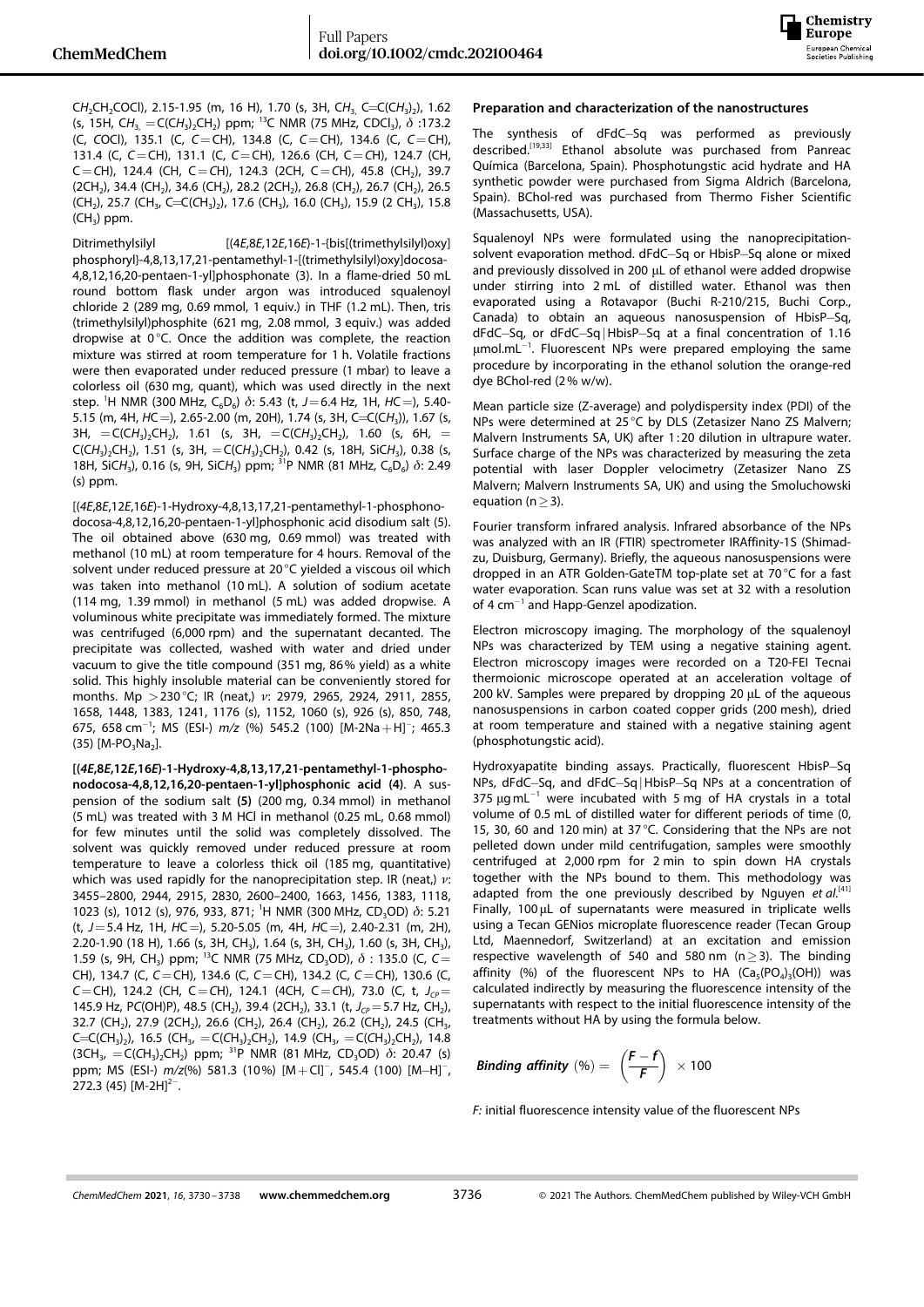$CH_2CH_2COCl$), 2.15-1.95 (m, 16 H), 1.70 (s, 3H, $CH_3$, C=C($CH_3$)$_2$), 1.62 (s, 15H, $CH_3$, =C($CH_3$)$_2$CH$_2$) ppm; $^{13}$C NMR (75 MHz, $CDCl_3$), $\delta$ :173.2 (C, COCl), 135.1 (C, C=CH), 134.8 (C, C=CH), 134.6 (C, C=CH), 131.4 (C, C=CH), 131.1 (C, C=CH), 126.6 (CH, C=CH), 124.7 (CH, C=CH), 124.4 (CH, C=CH), 124.3 (2CH, C=CH), 45.8 ($CH_2$), 39.7 (2$CH_2$), 34.4 ($CH_2$), 34.6 ($CH_2$), 28.2 (2$CH_2$), 26.8 ($CH_2$), 26.7 ($CH_2$), 26.5 ($CH_2$), 25.7 ($CH_3$, C=C($CH_3$)$_2$), 17.6 ($CH_3$), 16.0 ($CH_3$), 15.9 (2 $CH_3$), 15.8 ($CH_3$) ppm.

Ditrimethylsilyl [(4*E*,8*E*,12*E*,16*E*)-1-{bis[(trimethylsilyl)oxy] phosphoryl}-4,8,13,17,21-pentamethyl-1-[(trimethylsilyl)oxy]docosa-4,8,12,16,20-pentaen-1-yl]phosphonate (3). In a flame-dried 50 mL round bottom flask under argon was introduced squalenoyl chloride 2 (289 mg, 0.69 mmol, 1 equiv.) in THF (1.2 mL). Then, tris (trimethylsilyl)phosphite (621 mg, 2.08 mmol, 3 equiv.) was added dropwise at 0 °C. Once the addition was complete, the reaction mixture was stirred at room temperature for 1 h. Volatile fractions were then evaporated under reduced pressure (1 mbar) to leave a colorless oil (630 mg, quant), which was used directly in the next step. $^1$H NMR (300 MHz, $C_6D_6$) $\delta$: 5.43 (t, $J$=6.4 Hz, 1H, HC=), 5.40-5.15 (m, 4H, HC=), 2.65-2.00 (m, 20H), 1.74 (s, 3H, C=C($CH_3$)), 1.67 (s, 3H, =C($CH_3$)$_2$CH$_2$), 1.61 (s, 3H, =C($CH_3$)$_2$CH$_2$), 1.60 (s, 6H, =C($CH_3$)$_2$CH$_2$), 1.51 (s, 3H, =C($CH_3$)$_2$CH$_2$), 0.42 (s, 18H, Si$CH_3$), 0.38 (s, 18H, Si$CH_3$), 0.16 (s, 9H, Si$CH_3$) ppm; $^{31}$P NMR (81 MHz, $C_6D_6$) $\delta$: 2.49 (s) ppm.

[(4*E*,8*E*,12*E*,16*E*)-1-Hydroxy-4,8,13,17,21-pentamethyl-1-phosphonodocosa-4,8,12,16,20-pentaen-1-yl]phosphonic acid disodium salt (5). The oil obtained above (630 mg, 0.69 mmol) was treated with methanol (10 mL) at room temperature for 4 hours. Removal of the solvent under reduced pressure at 20 °C yielded a viscous oil which was taken into methanol (10 mL). A solution of sodium acetate (114 mg, 1.39 mmol) in methanol (5 mL) was added dropwise. A voluminous white precipitate was immediately formed. The mixture was centrifuged (6,000 rpm) and the supernatant decanted. The precipitate was collected, washed with water and dried under vacuum to give the title compound (351 mg, 86 % yield) as a white solid. This highly insoluble material can be conveniently stored for months. Mp >230 °C; IR (neat,) $\nu$: 2979, 2965, 2924, 2911, 2855, 1658, 1448, 1383, 1241, 1176 (s), 1152, 1060 (s), 926 (s), 850, 748, 675, 658 cm$^{-1}$; MS (ESI-) $m/z$ (%) 545.2 (100) [M-2Na+H]$^-$; 465.3 (35) [M-PO$_3$Na$_2$].

**[(4*E*,8*E*,12*E*,16*E*)-1-Hydroxy-4,8,13,17,21-pentamethyl-1-phosphonodocosa-4,8,12,16,20-pentaen-1-yl]phosphonic acid (4)**. A suspension of the sodium salt (5) (200 mg, 0.34 mmol) in methanol (5 mL) was treated with 3 M HCl in methanol (0.25 mL, 0.68 mmol) for few minutes until the solid was completely dissolved. The solvent was quickly removed under reduced pressure at room temperature to leave a colorless thick oil (185 mg, quantitative) which was used rapidly for the nanoprecipitation step. IR (neat,) $\nu$: 3455–2800, 2944, 2915, 2830, 2600–2400, 1663, 1456, 1383, 1118, 1023 (s), 1012 (s), 976, 933, 871; $^1$H NMR (300 MHz, $CD_3OD$) $\delta$: 5.21 (t, $J$=5.4 Hz, 1H, HC=), 5.20-5.05 (m, 4H, HC=), 2.40-2.31 (m, 2H), 2.20-1.90 (18 H), 1.66 (s, 3H, $CH_3$), 1.64 (s, 3H, $CH_3$), 1.60 (s, 3H, $CH_3$), 1.59 (s, 9H, $CH_3$) ppm; $^{13}$C NMR (75 MHz, $CD_3OD$), $\delta$ : 135.0 (C, C=CH), 134.7 (C, C=CH), 134.6 (C, C=CH), 134.2 (C, C=CH), 130.6 (C, C=CH), 124.2 (CH, C=CH), 124.1 (4CH, C=CH), 73.0 (C, t, $J_{CP}$=145.9 Hz, PC(OH)P), 48.5 ($CH_2$), 39.4 (2$CH_2$), 33.1 (t, $J_{CP}$=5.7 Hz, $CH_2$), 32.7 ($CH_2$), 27.9 (2$CH_2$), 26.6 ($CH_2$), 26.4 ($CH_2$), 26.2 ($CH_2$), 24.5 ($CH_3$, C=C($CH_3$)$_2$), 16.5 ($CH_3$, =C($CH_3$)$_2$CH$_2$), 14.9 ($CH_3$, =C($CH_3$)$_2$CH$_2$), 14.8 (3$CH_3$, =C($CH_3$)$_2$CH$_2$) ppm; $^{31}$P NMR (81 MHz, $CD_3OD$) $\delta$: 20.47 (s) ppm; MS (ESI-) $m/z$(%) 581.3 (10 %) [M+Cl]$^-$, 545.4 (100) [M–H]$^-$, 272.3 (45) [M-2H]$^{2-}$.

### Preparation and characterization of the nanostructures

The synthesis of dFdC–Sq was performed as previously described.[19,33] Ethanol absolute was purchased from Panreac Química (Barcelona, Spain). Phosphotungstic acid hydrate and HA synthetic powder were purchased from Sigma Aldrich (Barcelona, Spain). BChol-red was purchased from Thermo Fisher Scientific (Massachusetts, USA).

Squalenoyl NPs were formulated using the nanoprecipitation-solvent evaporation method. dFdC–Sq or HbisP–Sq alone or mixed and previously dissolved in 200 μL of ethanol were added dropwise under stirring into 2 mL of distilled water. Ethanol was then evaporated using a Rotavapor (Buchi R-210/215, Buchi Corp., Canada) to obtain an aqueous nanosuspension of HbisP–Sq, dFdC–Sq, or dFdC–Sq|HbisP–Sq at a final concentration of 1.16 μmol.mL$^{-1}$. Fluorescent NPs were prepared employing the same procedure by incorporating in the ethanol solution the orange-red dye BChol-red (2 % w/w).

Mean particle size (Z-average) and polydispersity index (PDI) of the NPs were determined at 25 °C by DLS (Zetasizer Nano ZS Malvern; Malvern Instruments SA, UK) after 1:20 dilution in ultrapure water. Surface charge of the NPs was characterized by measuring the zeta potential with laser Doppler velocimetry (Zetasizer Nano ZS Malvern; Malvern Instruments SA, UK) and using the Smoluchowski equation (n ≥ 3).

Fourier transform infrared analysis. Infrared absorbance of the NPs was analyzed with an IR (FTIR) spectrometer IRAffinity-1S (Shimadzu, Duisburg, Germany). Briefly, the aqueous nanosuspensions were dropped in an ATR Golden-GateTM top-plate set at 70 °C for a fast water evaporation. Scan runs value was set at 32 with a resolution of 4 cm$^{-1}$ and Happ-Genzel apodization.

Electron microscopy imaging. The morphology of the squalenoyl NPs was characterized by TEM using a negative staining agent. Electron microscopy images were recorded on a T20-FEI Tecnai thermoionic microscope operated at an acceleration voltage of 200 kV. Samples were prepared by dropping 20 μL of the aqueous nanosuspensions in carbon coated copper grids (200 mesh), dried at room temperature and stained with a negative staining agent (phosphotungstic acid).

Hydroxyapatite binding assays. Practically, fluorescent HbisP–Sq NPs, dFdC–Sq, and dFdC–Sq|HbisP–Sq NPs at a concentration of 375 μg mL$^{-1}$ were incubated with 5 mg of HA crystals in a total volume of 0.5 mL of distilled water for different periods of time (0, 15, 30, 60 and 120 min) at 37 °C. Considering that the NPs are not pelleted down under mild centrifugation, samples were smoothly centrifuged at 2,000 rpm for 2 min to spin down HA crystals together with the NPs bound to them. This methodology was adapted from the one previously described by Nguyen *et al.*[41] Finally, 100 μL of supernatants were measured in triplicate wells using a Tecan GENios microplate fluorescence reader (Tecan Group Ltd, Maennedorf, Switzerland) at an excitation and emission respective wavelength of 540 and 580 nm (n ≥ 3). The binding affinity (%) of the fluorescent NPs to HA ($Ca_5(PO_4)_3(OH)$) was calculated indirectly by measuring the fluorescence intensity of the supernatants with respect to the initial fluorescence intensity of the treatments without HA by using the formula below.

$$\textit{Binding affinity}\ (\%) = \left(\frac{F - f}{F}\right) \times 100$$

*F*: initial fluorescence intensity value of the fluorescent NPs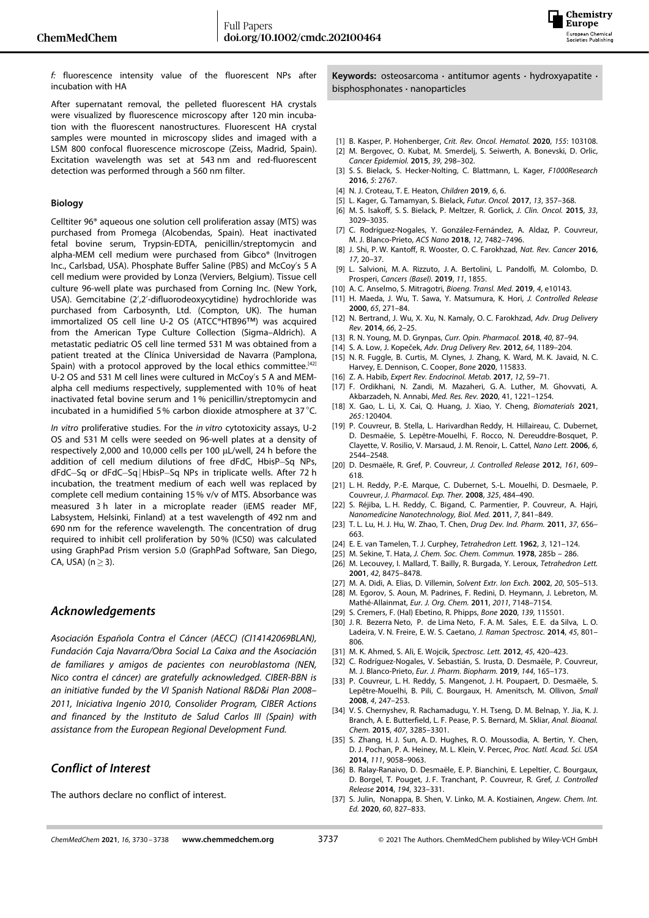*f*: fluorescence intensity value of the fluorescent NPs after incubation with HA

After supernatant removal, the pelleted fluorescent HA crystals were visualized by fluorescence microscopy after 120 min incubation with the fluorescent nanostructures. Fluorescent HA crystal samples were mounted in microscopy slides and imaged with a LSM 800 confocal fluorescence microscope (Zeiss, Madrid, Spain). Excitation wavelength was set at 543 nm and red-fluorescent detection was performed through a 560 nm filter.

### Biology

Celltiter 96® aqueous one solution cell proliferation assay (MTS) was purchased from Promega (Alcobendas, Spain). Heat inactivated fetal bovine serum, Trypsin-EDTA, penicillin/streptomycin and alpha-MEM cell medium were purchased from Gibco® (Invitrogen Inc., Carlsbad, USA). Phosphate Buffer Saline (PBS) and McCoy's 5 A cell medium were provided by Lonza (Verviers, Belgium). Tissue cell culture 96-well plate was purchased from Corning Inc. (New York, USA). Gemcitabine (2′,2′-difluorodeoxycytidine) hydrochloride was purchased from Carbosynth, Ltd. (Compton, UK). The human immortalized OS cell line U-2 OS (ATCC®HTB96™) was acquired from the American Type Culture Collection (Sigma–Aldrich). A metastatic pediatric OS cell line termed 531 M was obtained from a patient treated at the Clínica Universidad de Navarra (Pamplona, Spain) with a protocol approved by the local ethics committee.[42] U-2 OS and 531 M cell lines were cultured in McCoy's 5 A and MEM-alpha cell mediums respectively, supplemented with 10% of heat inactivated fetal bovine serum and 1% penicillin/streptomycin and incubated in a humidified 5% carbon dioxide atmosphere at 37 °C.

*In vitro* proliferative studies. For the *in vitro* cytotoxicity assays, U-2 OS and 531 M cells were seeded on 96-well plates at a density of respectively 2,000 and 10,000 cells per 100 μL/well, 24 h before the addition of cell medium dilutions of free dFdC, HbisP–Sq NPs, dFdC–Sq or dFdC–Sq|HbisP–Sq NPs in triplicate wells. After 72 h incubation, the treatment medium of each well was replaced by complete cell medium containing 15% v/v of MTS. Absorbance was measured 3 h later in a microplate reader (iEMS reader MF, Labsystem, Helsinki, Finland) at a test wavelength of 492 nm and 690 nm for the reference wavelength. The concentration of drug required to inhibit cell proliferation by 50% (IC50) was calculated using GraphPad Prism version 5.0 (GraphPad Software, San Diego, CA, USA) ($n \geq 3$).

## Acknowledgements

*Asociación Española Contra el Cáncer (AECC) (CI14142069BLAN), Fundación Caja Navarra/Obra Social La Caixa and the Asociación de familiares y amigos de pacientes con neuroblastoma (NEN, Nico contra el cáncer) are gratefully acknowledged. CIBER-BBN is an initiative funded by the VI Spanish National R&D&i Plan 2008–2011, Iniciativa Ingenio 2010, Consolider Program, CIBER Actions and financed by the Instituto de Salud Carlos III (Spain) with assistance from the European Regional Development Fund.*

## Conflict of Interest

The authors declare no conflict of interest.

**Keywords:** osteosarcoma · antitumor agents · hydroxyapatite · bisphosphonates · nanoparticles

[1] B. Kasper, P. Hohenberger, *Crit. Rev. Oncol. Hematol.* **2020**, *155*: 103108.
[2] M. Bergovec, O. Kubat, M. Smerdelj, S. Seiwerth, A. Bonevski, D. Orlic, *Cancer Epidemiol.* **2015**, *39*, 298–302.
[3] S. S. Bielack, S. Hecker-Nolting, C. Blattmann, L. Kager, *F1000Research* **2016**, *5*: 2767.
[4] N. J. Croteau, T. E. Heaton, *Children* **2019**, *6*, 6.
[5] L. Kager, G. Tamamyan, S. Bielack, *Futur. Oncol.* **2017**, *13*, 357–368.
[6] M. S. Isakoff, S. S. Bielack, P. Meltzer, R. Gorlick, *J. Clin. Oncol.* **2015**, *33*, 3029–3035.
[7] C. Rodríguez-Nogales, Y. González-Fernández, A. Aldaz, P. Couvreur, M. J. Blanco-Prieto, *ACS Nano* **2018**, *12*, 7482–7496.
[8] J. Shi, P. W. Kantoff, R. Wooster, O. C. Farokhzad, *Nat. Rev. Cancer* **2016**, *17*, 20–37.
[9] L. Salvioni, M. A. Rizzuto, J. A. Bertolini, L. Pandolfi, M. Colombo, D. Prosperi, *Cancers (Basel).* **2019**, *11*, 1855.
[10] A. C. Anselmo, S. Mitragotri, *Bioeng. Transl. Med.* **2019**, *4*, e10143.
[11] H. Maeda, J. Wu, T. Sawa, Y. Matsumura, K. Hori, *J. Controlled Release* **2000**, *65*, 271–84.
[12] N. Bertrand, J. Wu, X. Xu, N. Kamaly, O. C. Farokhzad, *Adv. Drug Delivery Rev.* **2014**, *66*, 2–25.
[13] R. N. Young, M. D. Grynpas, *Curr. Opin. Pharmacol.* **2018**, *40*, 87–94.
[14] S. A. Low, J. Kopeček, *Adv. Drug Delivery Rev.* **2012**, *64*, 1189–204.
[15] N. R. Fuggle, B. Curtis, M. Clynes, J. Zhang, K. Ward, M. K. Javaid, N. C. Harvey, E. Dennison, C. Cooper, *Bone* **2020**, 115833.
[16] Z. A. Habib, *Expert Rev. Endocrinol. Metab.* **2017**, *12*, 59–71.
[17] F. Ordikhani, N. Zandi, M. Mazaheri, G. A. Luther, M. Ghovvati, A. Akbarzadeh, N. Annabi, *Med. Res. Rev.* **2020**, 41, 1221–1254.
[18] X. Gao, L. Li, X. Cai, Q. Huang, J. Xiao, Y. Cheng, *Biomaterials* **2021**, *265*: 120404.
[19] P. Couvreur, B. Stella, L. Harivardhan Reddy, H. Hillaireau, C. Dubernet, D. Desmaële, S. Lepêtre-Mouelhi, F. Rocco, N. Dereuddre-Bosquet, P. Clayette, V. Rosilio, V. Marsaud, J. M. Renoir, L. Cattel, *Nano Lett.* **2006**, *6*, 2544–2548.
[20] D. Desmaële, R. Gref, P. Couvreur, *J. Controlled Release* **2012**, *161*, 609–618.
[21] L. H. Reddy, P.-E. Marque, C. Dubernet, S.-L. Mouelhi, D. Desmaele, P. Couvreur, *J. Pharmacol. Exp. Ther.* **2008**, *325*, 484–490.
[22] S. Réjiba, L. H. Reddy, C. Bigand, C. Parmentier, P. Couvreur, A. Hajri, *Nanomedicine Nanotechnology, Biol. Med.* **2011**, *7*, 841–849.
[23] T. L. Lu, H. J. Hu, W. Zhao, T. Chen, *Drug Dev. Ind. Pharm.* **2011**, *37*, 656–663.
[24] E. E. van Tamelen, T. J. Curphey, *Tetrahedron Lett.* **1962**, *3*, 121–124.
[25] M. Sekine, T. Hata, *J. Chem. Soc. Chem. Commun.* **1978**, 285b – 286.
[26] M. Lecouvey, I. Mallard, T. Bailly, R. Burgada, Y. Leroux, *Tetrahedron Lett.* **2001**, *42*, 8475–8478.
[27] M. A. Didi, A. Elias, D. Villemin, *Solvent Extr. Ion Exch.* **2002**, *20*, 505–513.
[28] M. Egorov, S. Aoun, M. Padrines, F. Redini, D. Heymann, J. Lebreton, M. Mathé-Allainmat, *Eur. J. Org. Chem.* **2011**, *2011*, 7148–7154.
[29] S. Cremers, F. (Hal) Ebetino, R. Phipps, *Bone* **2020**, *139*, 115501.
[30] J. R. Bezerra Neto, P. de Lima Neto, F. A. M. Sales, E. E. da Silva, L. O. Ladeira, V. N. Freire, E. W. S. Caetano, *J. Raman Spectrosc.* **2014**, *45*, 801–806.
[31] M. K. Ahmed, S. Ali, E. Wojcik, *Spectrosc. Lett.* **2012**, *45*, 420–423.
[32] C. Rodríguez-Nogales, V. Sebastián, S. Irusta, D. Desmaële, P. Couvreur, M. J. Blanco-Prieto, *Eur. J. Pharm. Biopharm.* **2019**, *144*, 165–173.
[33] P. Couvreur, L. H. Reddy, S. Mangenot, J. H. Poupaert, D. Desmaële, S. Lepêtre-Mouelhi, B. Pili, C. Bourgaux, H. Amenitsch, M. Ollivon, *Small* **2008**, *4*, 247–253.
[34] V. S. Chernyshev, R. Rachamadugu, Y. H. Tseng, D. M. Belnap, Y. Jia, K. J. Branch, A. E. Butterfield, L. F. Pease, P. S. Bernard, M. Skliar, *Anal. Bioanal. Chem.* **2015**, *407*, 3285–3301.
[35] S. Zhang, H. J. Sun, A. D. Hughes, R. O. Moussodia, A. Bertin, Y. Chen, D. J. Pochan, P. A. Heiney, M. L. Klein, V. Percec, *Proc. Natl. Acad. Sci. USA* **2014**, *111*, 9058–9063.
[36] B. Ralay-Ranaivo, D. Desmaële, E. P. Bianchini, E. Lepeltier, C. Bourgaux, D. Borgel, T. Pouget, J. F. Tranchant, P. Couvreur, R. Gref, *J. Controlled Release* **2014**, *194*, 323–331.
[37] S. Julin, Nonappa, B. Shen, V. Linko, M. A. Kostiainen, *Angew. Chem. Int. Ed.* **2020**, *60*, 827–833.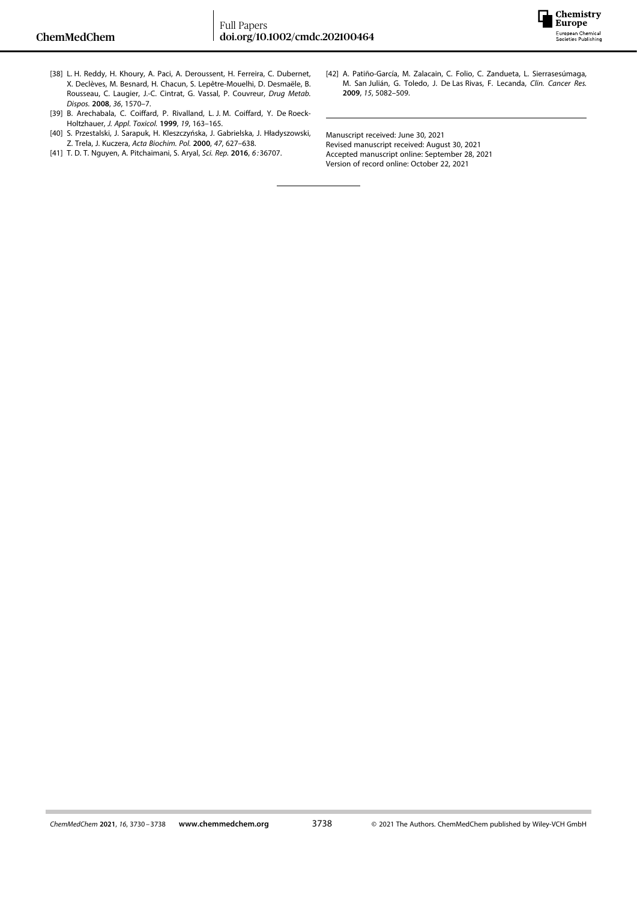[38] L. H. Reddy, H. Khoury, A. Paci, A. Deroussent, H. Ferreira, C. Dubernet, X. Declèves, M. Besnard, H. Chacun, S. Lepêtre-Mouelhi, D. Desmaële, B. Rousseau, C. Laugier, J.-C. Cintrat, G. Vassal, P. Couvreur, *Drug Metab. Dispos.* **2008**, *36*, 1570–7.

[39] B. Arechabala, C. Coiffard, P. Rivalland, L. J. M. Coiffard, Y. De Roeck-Holtzhauer, *J. Appl. Toxicol.* **1999**, *19*, 163–165.

[40] S. Przestalski, J. Sarapuk, H. Kleszczyńska, J. Gabrielska, J. Hładyszowski, Z. Trela, J. Kuczera, *Acta Biochim. Pol.* **2000**, *47*, 627–638.

[41] T. D. T. Nguyen, A. Pitchaimani, S. Aryal, *Sci. Rep.* **2016**, *6*: 36707.

[42] A. Patiño-García, M. Zalacain, C. Folio, C. Zandueta, L. Sierrasesúmaga, M. San Julián, G. Toledo, J. De Las Rivas, F. Lecanda, *Clin. Cancer Res.* **2009**, *15*, 5082–509.

Manuscript received: June 30, 2021
Revised manuscript received: August 30, 2021
Accepted manuscript online: September 28, 2021
Version of record online: October 22, 2021